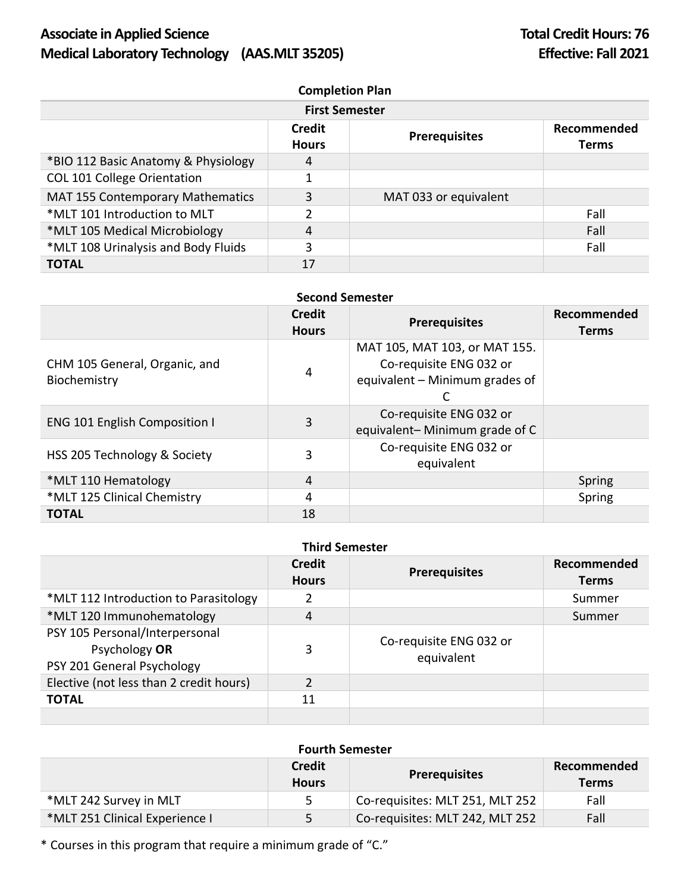**Associate in Applied Science**
**Medical Laboratory Technology (AAS.MLT 35205)**

**Total Credit Hours: 76**
**Effective: Fall 2021**

## Completion Plan

### First Semester

| | Credit Hours | Prerequisites | Recommended Terms |
|---|---|---|---|
| *BIO 112 Basic Anatomy & Physiology | 4 | | |
| COL 101 College Orientation | 1 | | |
| MAT 155 Contemporary Mathematics | 3 | MAT 033 or equivalent | |
| *MLT 101 Introduction to MLT | 2 | | Fall |
| *MLT 105 Medical Microbiology | 4 | | Fall |
| *MLT 108 Urinalysis and Body Fluids | 3 | | Fall |
| **TOTAL** | 17 | | |

### Second Semester

| | Credit Hours | Prerequisites | Recommended Terms |
|---|---|---|---|
| CHM 105 General, Organic, and Biochemistry | 4 | MAT 105, MAT 103, or MAT 155. Co-requisite ENG 032 or equivalent – Minimum grades of C | |
| ENG 101 English Composition I | 3 | Co-requisite ENG 032 or equivalent– Minimum grade of C | |
| HSS 205 Technology & Society | 3 | Co-requisite ENG 032 or equivalent | |
| *MLT 110 Hematology | 4 | | Spring |
| *MLT 125 Clinical Chemistry | 4 | | Spring |
| **TOTAL** | 18 | | |

### Third Semester

| | Credit Hours | Prerequisites | Recommended Terms |
|---|---|---|---|
| *MLT 112 Introduction to Parasitology | 2 | | Summer |
| *MLT 120 Immunohematology | 4 | | Summer |
| PSY 105 Personal/Interpersonal Psychology **OR** PSY 201 General Psychology | 3 | Co-requisite ENG 032 or equivalent | |
| Elective (not less than 2 credit hours) | 2 | | |
| **TOTAL** | 11 | | |

### Fourth Semester

| | Credit Hours | Prerequisites | Recommended Terms |
|---|---|---|---|
| *MLT 242 Survey in MLT | 5 | Co-requisites: MLT 251, MLT 252 | Fall |
| *MLT 251 Clinical Experience I | 5 | Co-requisites: MLT 242, MLT 252 | Fall |

* Courses in this program that require a minimum grade of "C."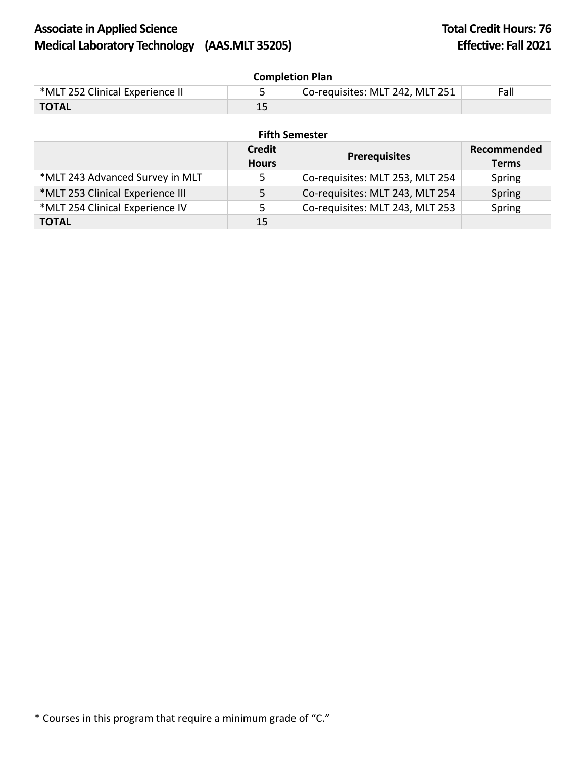## Completion Plan

| | | | |
|---|---|---|---|
| *MLT 252 Clinical Experience II | 5 | Co-requisites: MLT 242, MLT 251 | Fall |
| **TOTAL** | 15 | | |

## Fifth Semester

| | Credit Hours | Prerequisites | Recommended Terms |
|---|---|---|---|
| *MLT 243 Advanced Survey in MLT | 5 | Co-requisites: MLT 253, MLT 254 | Spring |
| *MLT 253 Clinical Experience III | 5 | Co-requisites: MLT 243, MLT 254 | Spring |
| *MLT 254 Clinical Experience IV | 5 | Co-requisites: MLT 243, MLT 253 | Spring |
| **TOTAL** | 15 | | |

* Courses in this program that require a minimum grade of "C."